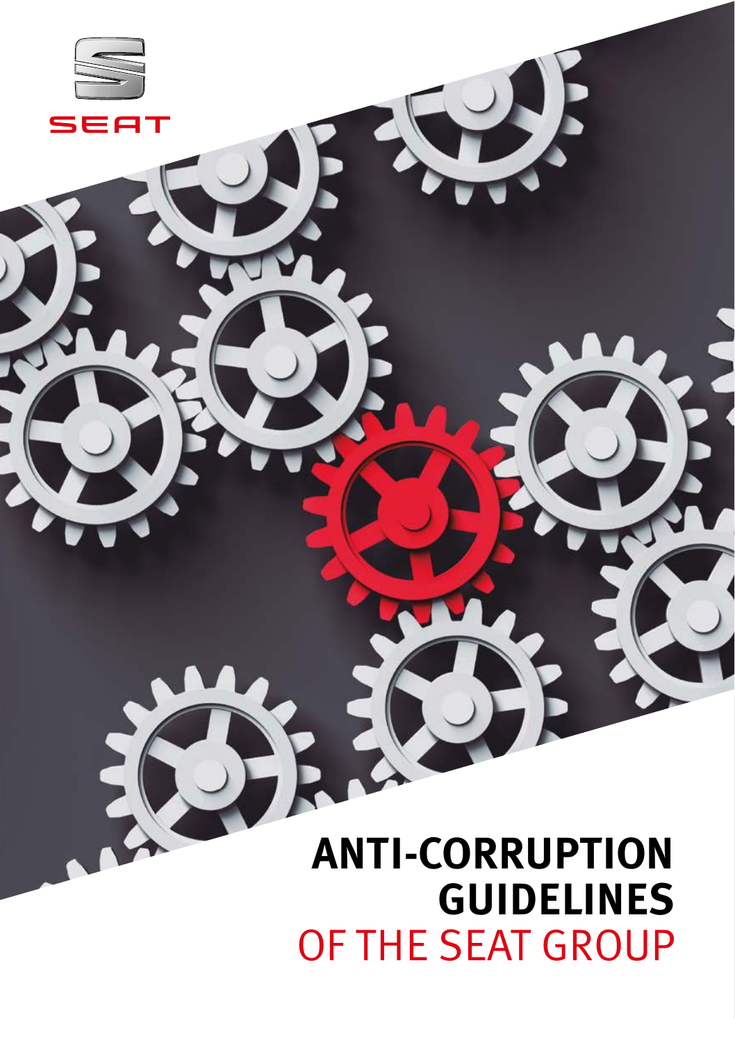SEAT

# ANTI-CORRUPTION GUIDELINES OF THE SEAT GROUP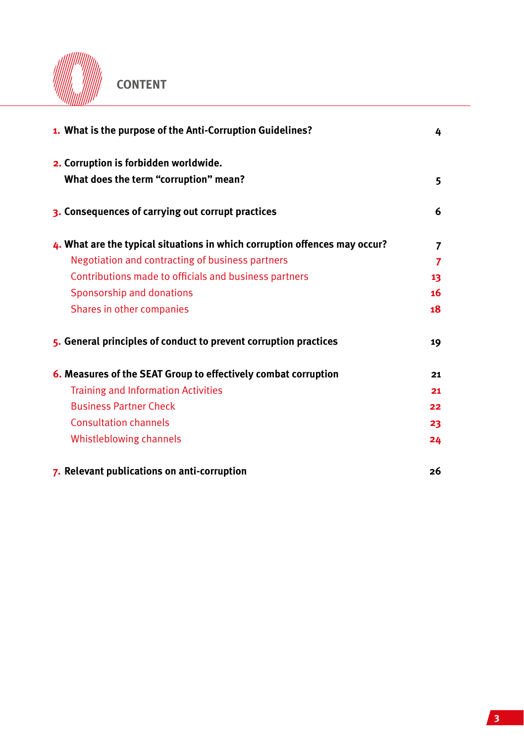# CONTENT

| | |
|---|---|
| **1. What is the purpose of the Anti-Corruption Guidelines?** | **4** |
| **2. Corruption is forbidden worldwide. What does the term "corruption" mean?** | **5** |
| **3. Consequences of carrying out corrupt practices** | **6** |
| **4. What are the typical situations in which corruption offences may occur?** | **7** |
| Negotiation and contracting of business partners | 7 |
| Contributions made to officials and business partners | 13 |
| Sponsorship and donations | 16 |
| Shares in other companies | 18 |
| **5. General principles of conduct to prevent corruption practices** | **19** |
| **6. Measures of the SEAT Group to effectively combat corruption** | **21** |
| Training and Information Activities | 21 |
| Business Partner Check | 22 |
| Consultation channels | 23 |
| Whistleblowing channels | 24 |
| **7. Relevant publications on anti-corruption** | **26** |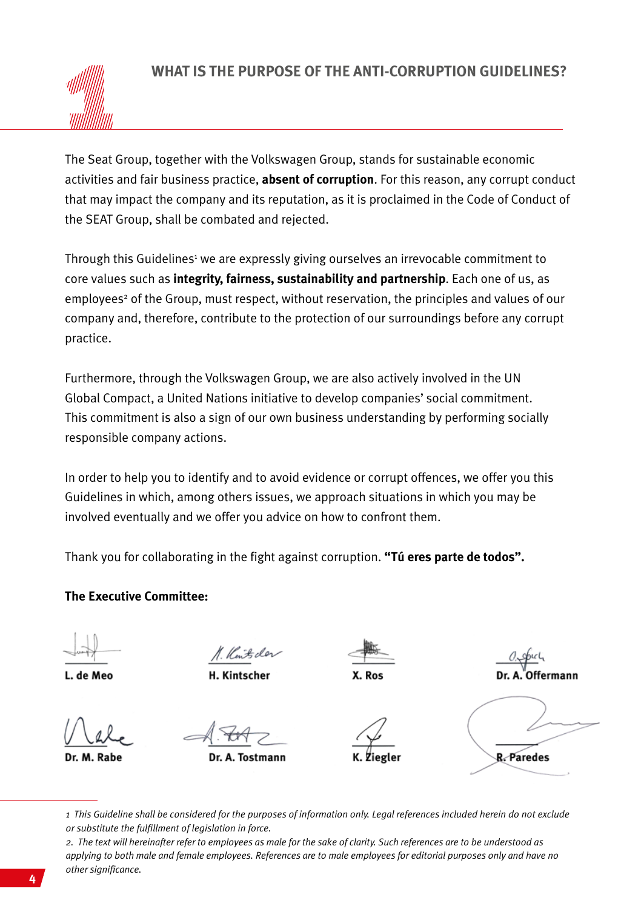# 1 WHAT IS THE PURPOSE OF THE ANTI-CORRUPTION GUIDELINES?

The Seat Group, together with the Volkswagen Group, stands for sustainable economic activities and fair business practice, **absent of corruption**. For this reason, any corrupt conduct that may impact the company and its reputation, as it is proclaimed in the Code of Conduct of the SEAT Group, shall be combated and rejected.

Through this Guidelines[1] we are expressly giving ourselves an irrevocable commitment to core values such as **integrity, fairness, sustainability and partnership**. Each one of us, as employees[2] of the Group, must respect, without reservation, the principles and values of our company and, therefore, contribute to the protection of our surroundings before any corrupt practice.

Furthermore, through the Volkswagen Group, we are also actively involved in the UN Global Compact, a United Nations initiative to develop companies' social commitment. This commitment is also a sign of our own business understanding by performing socially responsible company actions.

In order to help you to identify and to avoid evidence or corrupt offences, we offer you this Guidelines in which, among others issues, we approach situations in which you may be involved eventually and we offer you advice on how to confront them.

Thank you for collaborating in the fight against corruption. **"Tú eres parte de todos".**

**The Executive Committee:**

| | | | |
|---|---|---|---|
| L. de Meo | H. Kintscher | X. Ros | Dr. A. Offermann |
| Dr. M. Rabe | Dr. A. Tostmann | K. Ziegler | R. Paredes |

*1 This Guideline shall be considered for the purposes of information only. Legal references included herein do not exclude or substitute the fulfillment of legislation in force.*

*2. The text will hereinafter refer to employees as male for the sake of clarity. Such references are to be understood as applying to both male and female employees. References are to male employees for editorial purposes only and have no other significance.*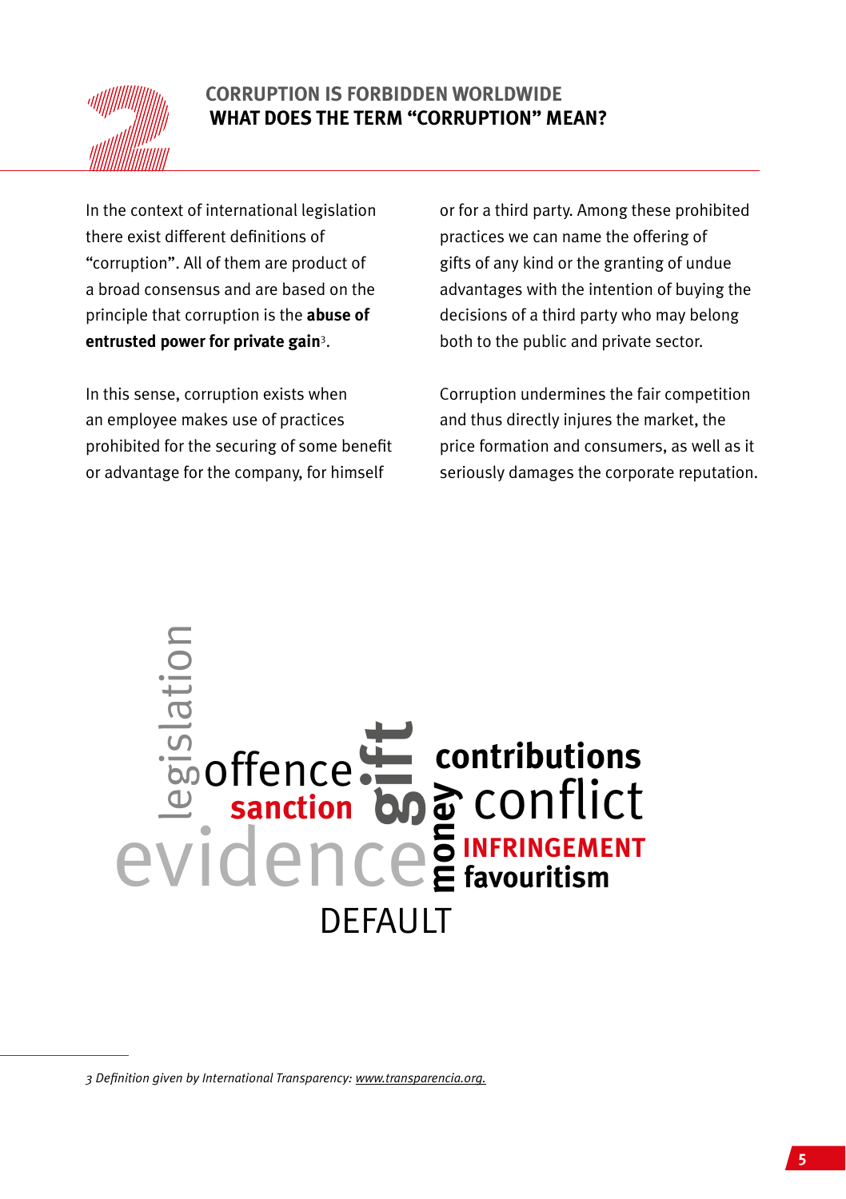# 2 CORRUPTION IS FORBIDDEN WORLDWIDE

## WHAT DOES THE TERM "CORRUPTION" MEAN?

In the context of international legislation there exist different definitions of "corruption". All of them are product of a broad consensus and are based on the principle that corruption is the **abuse of entrusted power for private gain**[3].

In this sense, corruption exists when an employee makes use of practices prohibited for the securing of some benefit or advantage for the company, for himself or for a third party. Among these prohibited practices we can name the offering of gifts of any kind or the granting of undue advantages with the intention of buying the decisions of a third party who may belong both to the public and private sector.

Corruption undermines the fair competition and thus directly injures the market, the price formation and consumers, as well as it seriously damages the corporate reputation.

legislation offence **sanction** **gift** **money** **contributions** conflict **INFRINGEMENT** **favouritism** evidence DEFAULT

*3 Definition given by International Transparency: www.transparencia.org.*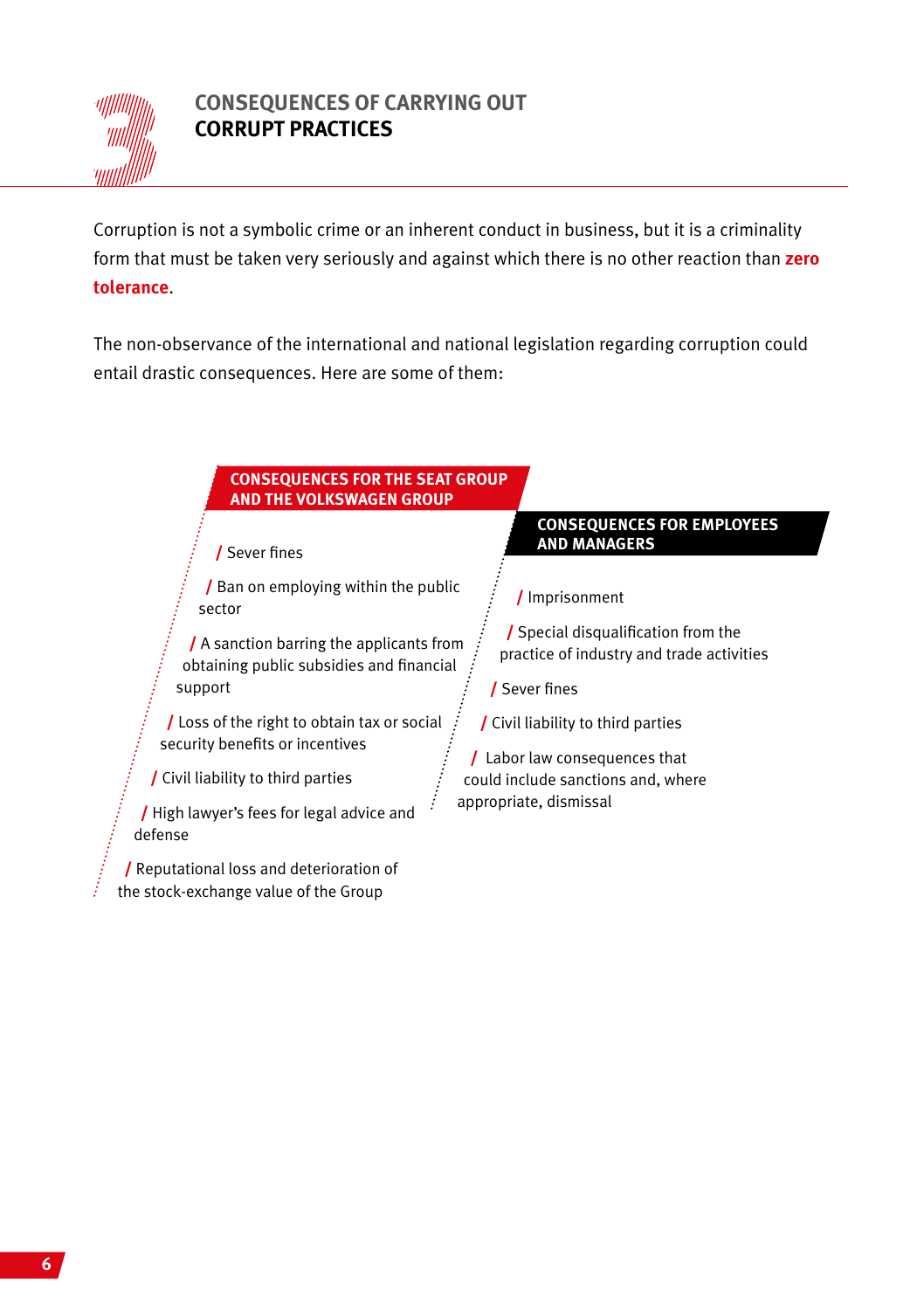# 3 CONSEQUENCES OF CARRYING OUT CORRUPT PRACTICES

Corruption is not a symbolic crime or an inherent conduct in business, but it is a criminality form that must be taken very seriously and against which there is no other reaction than **zero tolerance**.

The non-observance of the international and national legislation regarding corruption could entail drastic consequences. Here are some of them:

## CONSEQUENCES FOR THE SEAT GROUP AND THE VOLKSWAGEN GROUP

- Sever fines
- Ban on employing within the public sector
- A sanction barring the applicants from obtaining public subsidies and financial support
- Loss of the right to obtain tax or social security benefits or incentives
- Civil liability to third parties
- High lawyer's fees for legal advice and defense
- Reputational loss and deterioration of the stock-exchange value of the Group

## CONSEQUENCES FOR EMPLOYEES AND MANAGERS

- Imprisonment
- Special disqualification from the practice of industry and trade activities
- Sever fines
- Civil liability to third parties
- Labor law consequences that could include sanctions and, where appropriate, dismissal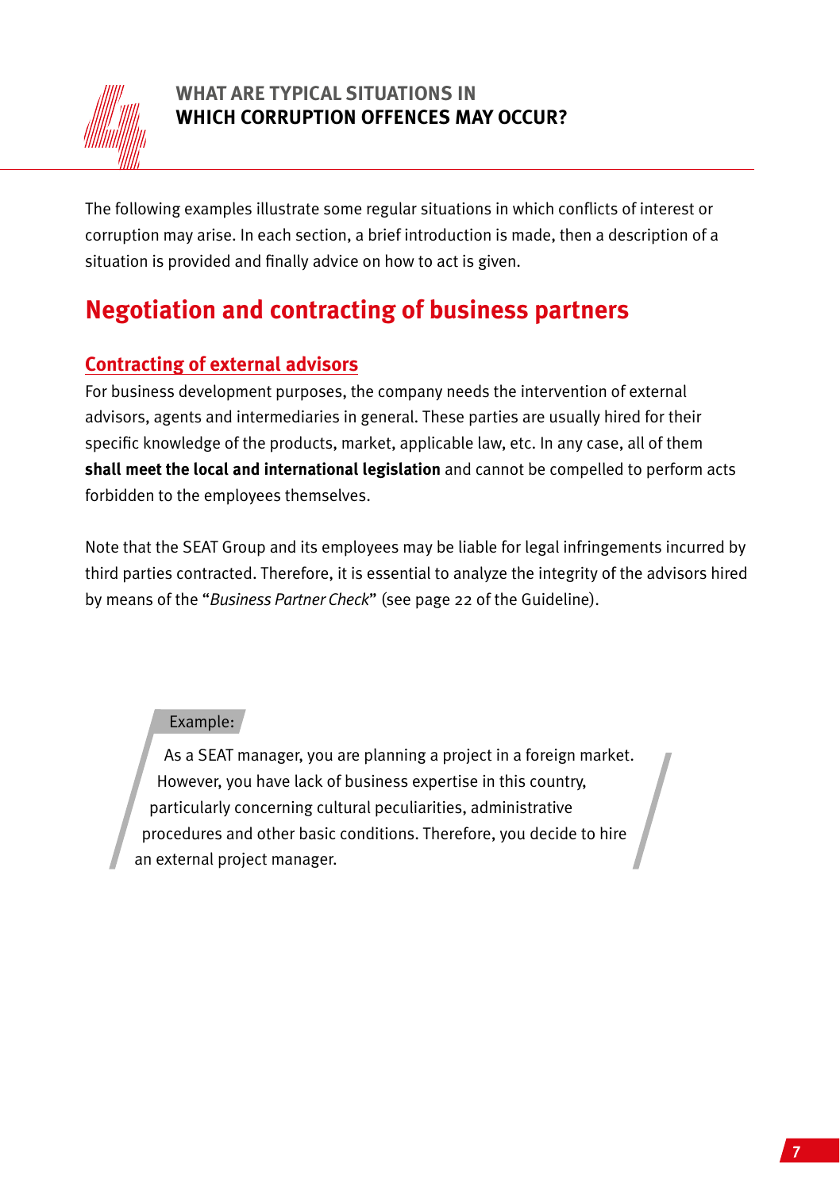# WHAT ARE TYPICAL SITUATIONS IN WHICH CORRUPTION OFFENCES MAY OCCUR?

The following examples illustrate some regular situations in which conflicts of interest or corruption may arise. In each section, a brief introduction is made, then a description of a situation is provided and finally advice on how to act is given.

## Negotiation and contracting of business partners

### Contracting of external advisors

For business development purposes, the company needs the intervention of external advisors, agents and intermediaries in general. These parties are usually hired for their specific knowledge of the products, market, applicable law, etc. In any case, all of them **shall meet the local and international legislation** and cannot be compelled to perform acts forbidden to the employees themselves.

Note that the SEAT Group and its employees may be liable for legal infringements incurred by third parties contracted. Therefore, it is essential to analyze the integrity of the advisors hired by means of the "*Business Partner Check*" (see page 22 of the Guideline).

> Example:
>
> As a SEAT manager, you are planning a project in a foreign market. However, you have lack of business expertise in this country, particularly concerning cultural peculiarities, administrative procedures and other basic conditions. Therefore, you decide to hire an external project manager.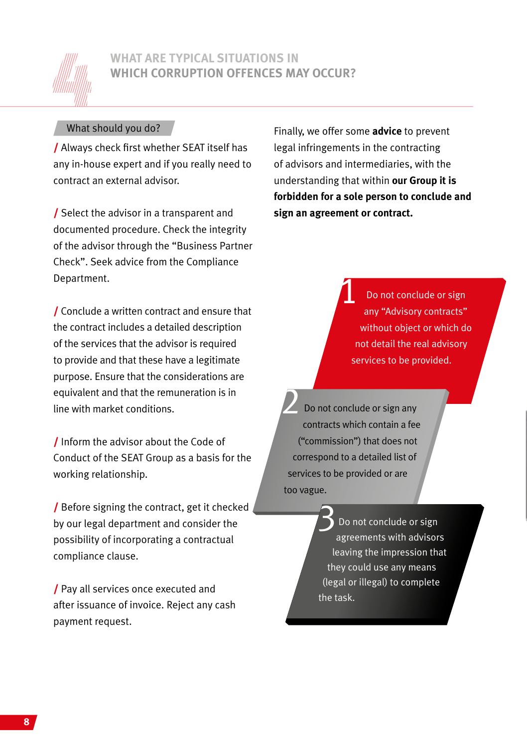## WHAT ARE TYPICAL SITUATIONS IN WHICH CORRUPTION OFFENCES MAY OCCUR?

### What should you do?

/ Always check first whether SEAT itself has any in-house expert and if you really need to contract an external advisor.

/ Select the advisor in a transparent and documented procedure. Check the integrity of the advisor through the “Business Partner Check”. Seek advice from the Compliance Department.

/ Conclude a written contract and ensure that the contract includes a detailed description of the services that the advisor is required to provide and that these have a legitimate purpose. Ensure that the considerations are equivalent and that the remuneration is in line with market conditions.

/ Inform the advisor about the Code of Conduct of the SEAT Group as a basis for the working relationship.

/ Before signing the contract, get it checked by our legal department and consider the possibility of incorporating a contractual compliance clause.

/ Pay all services once executed and after issuance of invoice. Reject any cash payment request.

Finally, we offer some **advice** to prevent legal infringements in the contracting of advisors and intermediaries, with the understanding that within **our Group it is forbidden for a sole person to conclude and sign an agreement or contract.**

1. Do not conclude or sign any “Advisory contracts” without object or which do not detail the real advisory services to be provided.

2. Do not conclude or sign any contracts which contain a fee (“commission”) that does not correspond to a detailed list of services to be provided or are too vague.

3. Do not conclude or sign agreements with advisors leaving the impression that they could use any means (legal or illegal) to complete the task.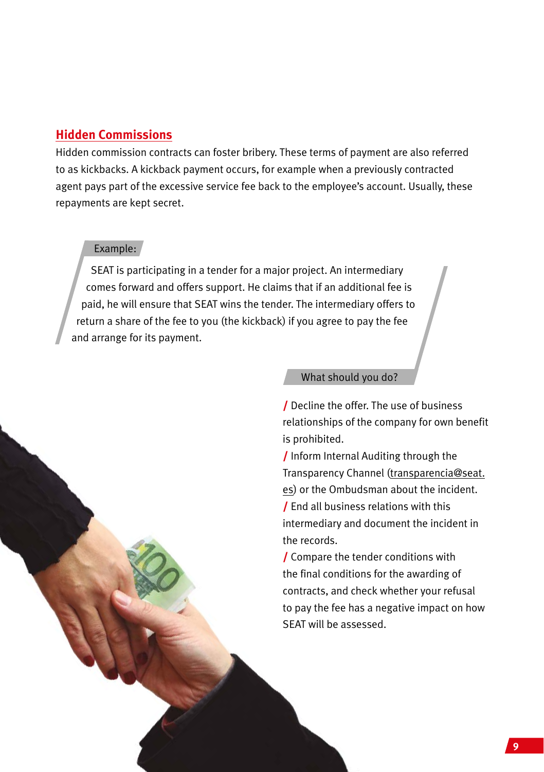## Hidden Commissions

Hidden commission contracts can foster bribery. These terms of payment are also referred to as kickbacks. A kickback payment occurs, for example when a previously contracted agent pays part of the excessive service fee back to the employee's account. Usually, these repayments are kept secret.

Example:

SEAT is participating in a tender for a major project. An intermediary comes forward and offers support. He claims that if an additional fee is paid, he will ensure that SEAT wins the tender. The intermediary offers to return a share of the fee to you (the kickback) if you agree to pay the fee and arrange for its payment.

What should you do?

/ Decline the offer. The use of business relationships of the company for own benefit is prohibited.

/ Inform Internal Auditing through the Transparency Channel (transparencia@seat.es) or the Ombudsman about the incident.

/ End all business relations with this intermediary and document the incident in the records.

/ Compare the tender conditions with the final conditions for the awarding of contracts, and check whether your refusal to pay the fee has a negative impact on how SEAT will be assessed.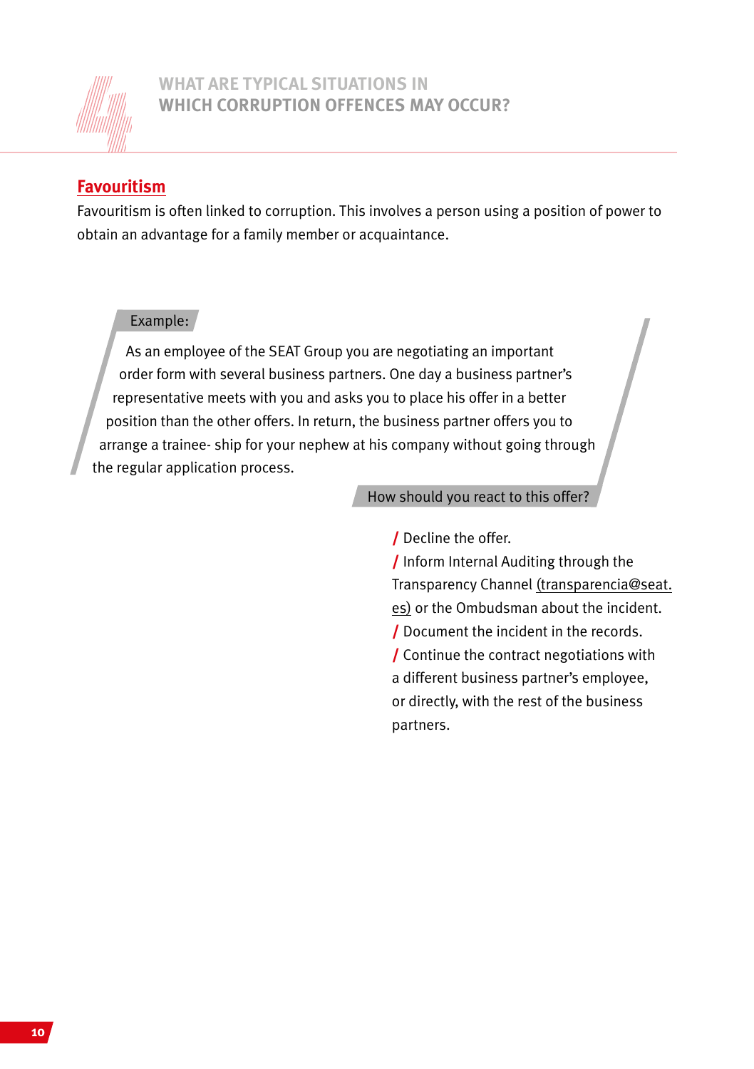# WHAT ARE TYPICAL SITUATIONS IN WHICH CORRUPTION OFFENCES MAY OCCUR?

## Favouritism

Favouritism is often linked to corruption. This involves a person using a position of power to obtain an advantage for a family member or acquaintance.

Example:

As an employee of the SEAT Group you are negotiating an important order form with several business partners. One day a business partner's representative meets with you and asks you to place his offer in a better position than the other offers. In return, the business partner offers you to arrange a trainee- ship for your nephew at his company without going through the regular application process.

How should you react to this offer?

- Decline the offer.
- Inform Internal Auditing through the Transparency Channel (transparencia@seat.es) or the Ombudsman about the incident.
- Document the incident in the records.
- Continue the contract negotiations with a different business partner's employee, or directly, with the rest of the business partners.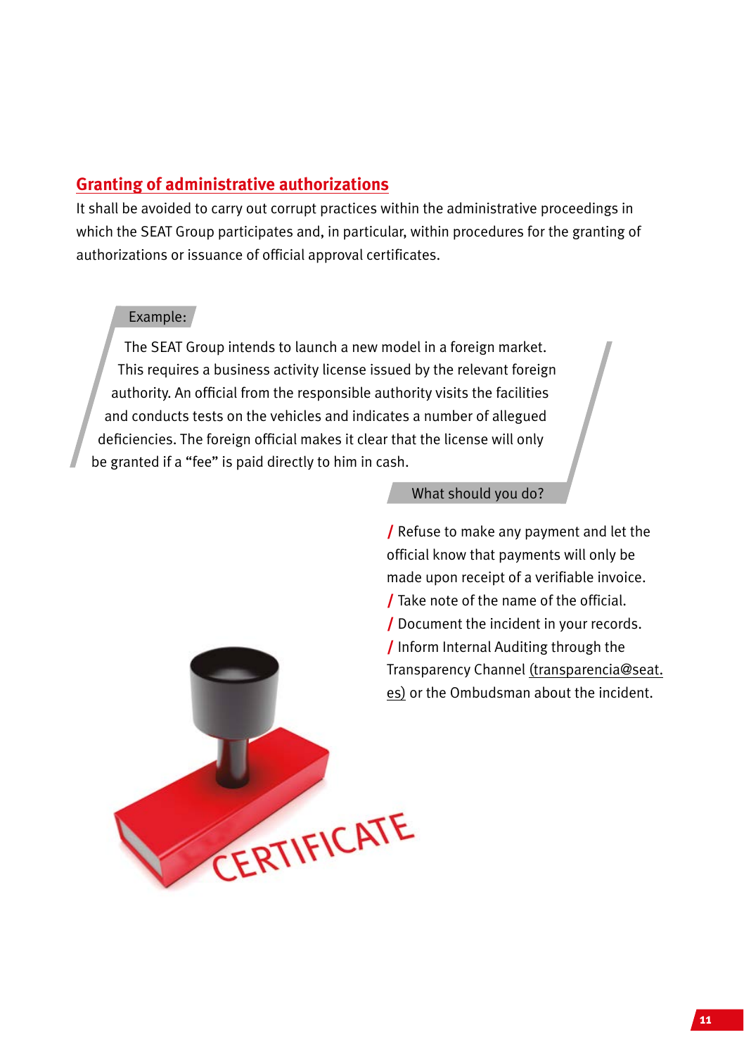## Granting of administrative authorizations

It shall be avoided to carry out corrupt practices within the administrative proceedings in which the SEAT Group participates and, in particular, within procedures for the granting of authorizations or issuance of official approval certificates.

**Example:**

The SEAT Group intends to launch a new model in a foreign market. This requires a business activity license issued by the relevant foreign authority. An official from the responsible authority visits the facilities and conducts tests on the vehicles and indicates a number of alleged deficiencies. The foreign official makes it clear that the license will only be granted if a "fee" is paid directly to him in cash.

**What should you do?**

/ Refuse to make any payment and let the official know that payments will only be made upon receipt of a verifiable invoice.
/ Take note of the name of the official.
/ Document the incident in your records.
/ Inform Internal Auditing through the Transparency Channel (transparencia@seat.es) or the Ombudsman about the incident.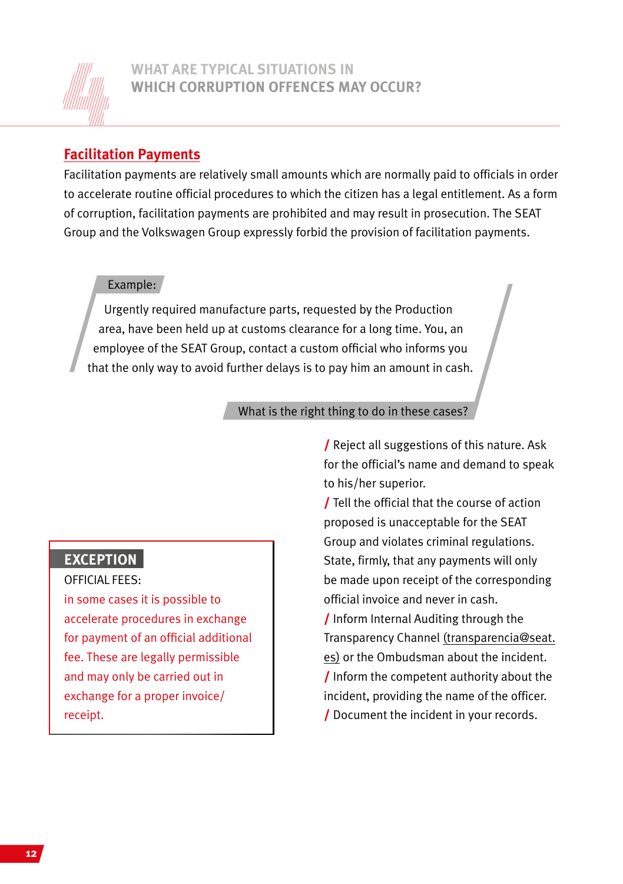## WHAT ARE TYPICAL SITUATIONS IN WHICH CORRUPTION OFFENCES MAY OCCUR?

### Facilitation Payments

Facilitation payments are relatively small amounts which are normally paid to officials in order to accelerate routine official procedures to which the citizen has a legal entitlement. As a form of corruption, facilitation payments are prohibited and may result in prosecution. The SEAT Group and the Volkswagen Group expressly forbid the provision of facilitation payments.

**Example:**

Urgently required manufacture parts, requested by the Production area, have been held up at customs clearance for a long time. You, an employee of the SEAT Group, contact a custom official who informs you that the only way to avoid further delays is to pay him an amount in cash.

**What is the right thing to do in these cases?**

/ Reject all suggestions of this nature. Ask for the official's name and demand to speak to his/her superior.

/ Tell the official that the course of action proposed is unacceptable for the SEAT Group and violates criminal regulations. State, firmly, that any payments will only be made upon receipt of the corresponding official invoice and never in cash.

/ Inform Internal Auditing through the Transparency Channel (transparencia@seat.es) or the Ombudsman about the incident.

/ Inform the competent authority about the incident, providing the name of the officer.

/ Document the incident in your records.

**EXCEPTION**

OFFICIAL FEES:

in some cases it is possible to accelerate procedures in exchange for payment of an official additional fee. These are legally permissible and may only be carried out in exchange for a proper invoice/ receipt.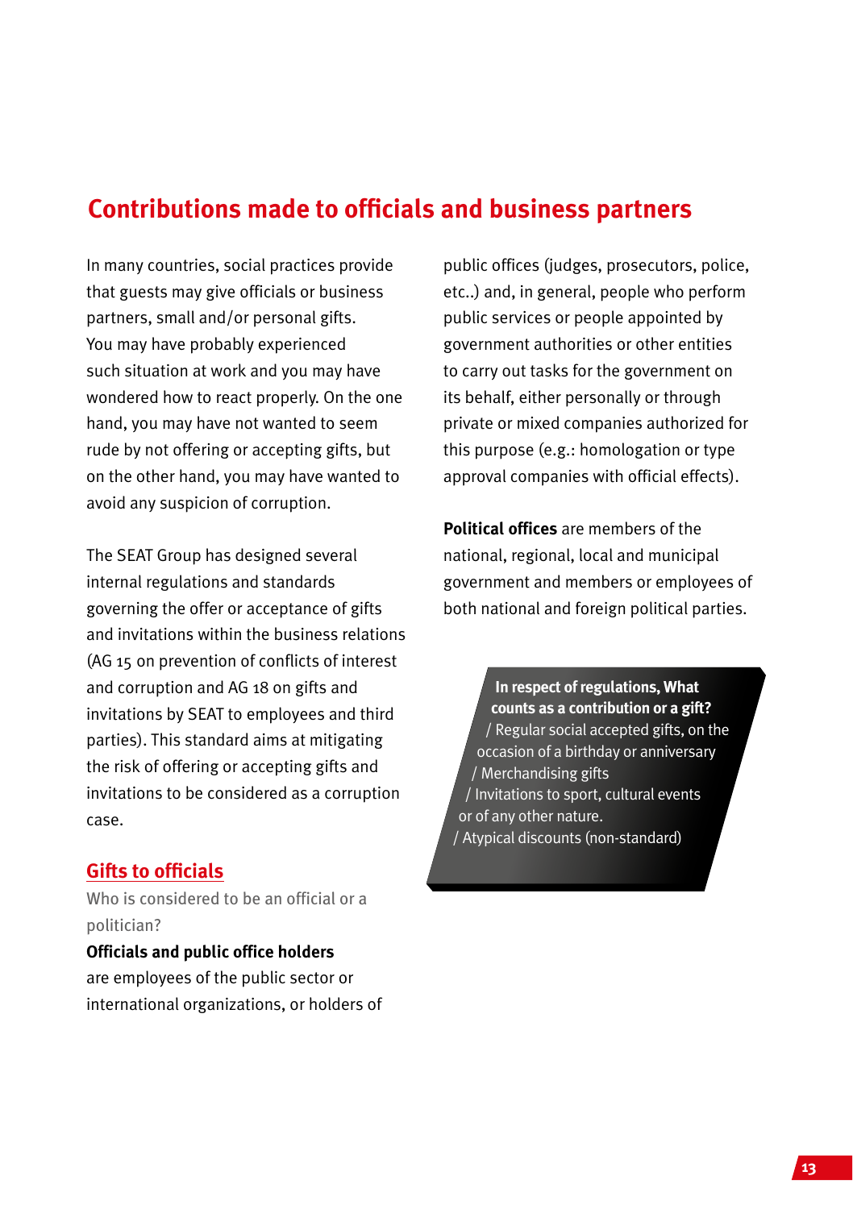# Contributions made to officials and business partners

In many countries, social practices provide that guests may give officials or business partners, small and/or personal gifts. You may have probably experienced such situation at work and you may have wondered how to react properly. On the one hand, you may have not wanted to seem rude by not offering or accepting gifts, but on the other hand, you may have wanted to avoid any suspicion of corruption.

The SEAT Group has designed several internal regulations and standards governing the offer or acceptance of gifts and invitations within the business relations (AG 15 on prevention of conflicts of interest and corruption and AG 18 on gifts and invitations by SEAT to employees and third parties). This standard aims at mitigating the risk of offering or accepting gifts and invitations to be considered as a corruption case.

## Gifts to officials

Who is considered to be an official or a politician?

**Officials and public office holders** are employees of the public sector or international organizations, or holders of public offices (judges, prosecutors, police, etc..) and, in general, people who perform public services or people appointed by government authorities or other entities to carry out tasks for the government on its behalf, either personally or through private or mixed companies authorized for this purpose (e.g.: homologation or type approval companies with official effects).

**Political offices** are members of the national, regional, local and municipal government and members or employees of both national and foreign political parties.

**In respect of regulations, What counts as a contribution or a gift?**

/ Regular social accepted gifts, on the occasion of a birthday or anniversary
/ Merchandising gifts
/ Invitations to sport, cultural events or of any other nature.
/ Atypical discounts (non-standard)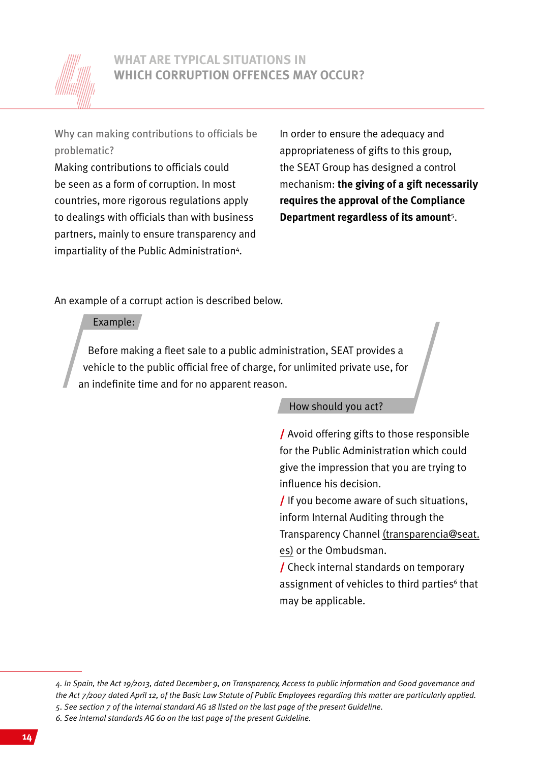## WHAT ARE TYPICAL SITUATIONS IN WHICH CORRUPTION OFFENCES MAY OCCUR?

Why can making contributions to officials be problematic?

Making contributions to officials could be seen as a form of corruption. In most countries, more rigorous regulations apply to dealings with officials than with business partners, mainly to ensure transparency and impartiality of the Public Administration[4].

In order to ensure the adequacy and appropriateness of gifts to this group, the SEAT Group has designed a control mechanism: **the giving of a gift necessarily requires the approval of the Compliance Department regardless of its amount**[5].

An example of a corrupt action is described below.

**Example:**

Before making a fleet sale to a public administration, SEAT provides a vehicle to the public official free of charge, for unlimited private use, for an indefinite time and for no apparent reason.

**How should you act?**

/ Avoid offering gifts to those responsible for the Public Administration which could give the impression that you are trying to influence his decision.

/ If you become aware of such situations, inform Internal Auditing through the Transparency Channel (transparencia@seat.es) or the Ombudsman.

/ Check internal standards on temporary assignment of vehicles to third parties[6] that may be applicable.

---

*4. In Spain, the Act 19/2013, dated December 9, on Transparency, Access to public information and Good governance and the Act 7/2007 dated April 12, of the Basic Law Statute of Public Employees regarding this matter are particularly applied.*

*5. See section 7 of the internal standard AG 18 listed on the last page of the present Guideline.*

*6. See internal standards AG 60 on the last page of the present Guideline.*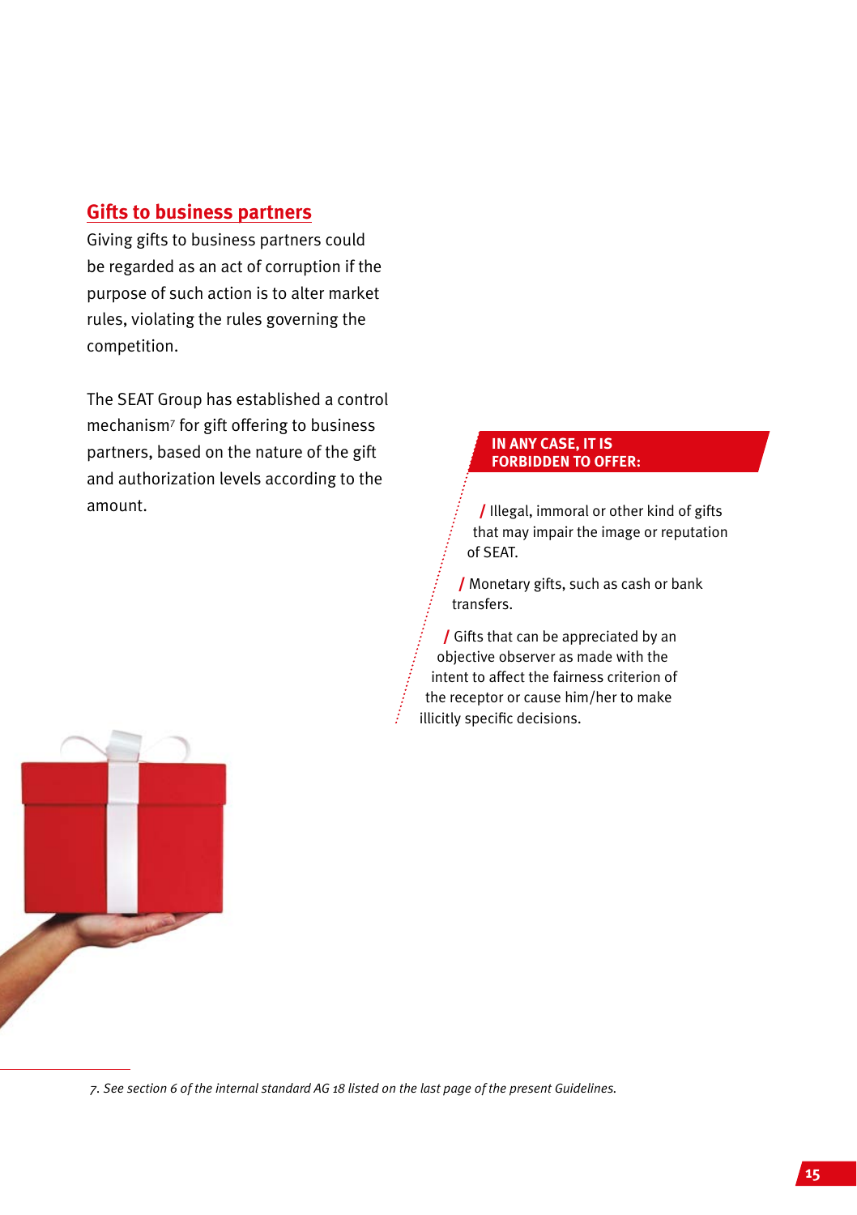## Gifts to business partners

Giving gifts to business partners could be regarded as an act of corruption if the purpose of such action is to alter market rules, violating the rules governing the competition.

The SEAT Group has established a control mechanism[7] for gift offering to business partners, based on the nature of the gift and authorization levels according to the amount.

**IN ANY CASE, IT IS FORBIDDEN TO OFFER:**

- Illegal, immoral or other kind of gifts that may impair the image or reputation of SEAT.
- Monetary gifts, such as cash or bank transfers.
- Gifts that can be appreciated by an objective observer as made with the intent to affect the fairness criterion of the receptor or cause him/her to make illicitly specific decisions.

*7. See section 6 of the internal standard AG 18 listed on the last page of the present Guidelines.*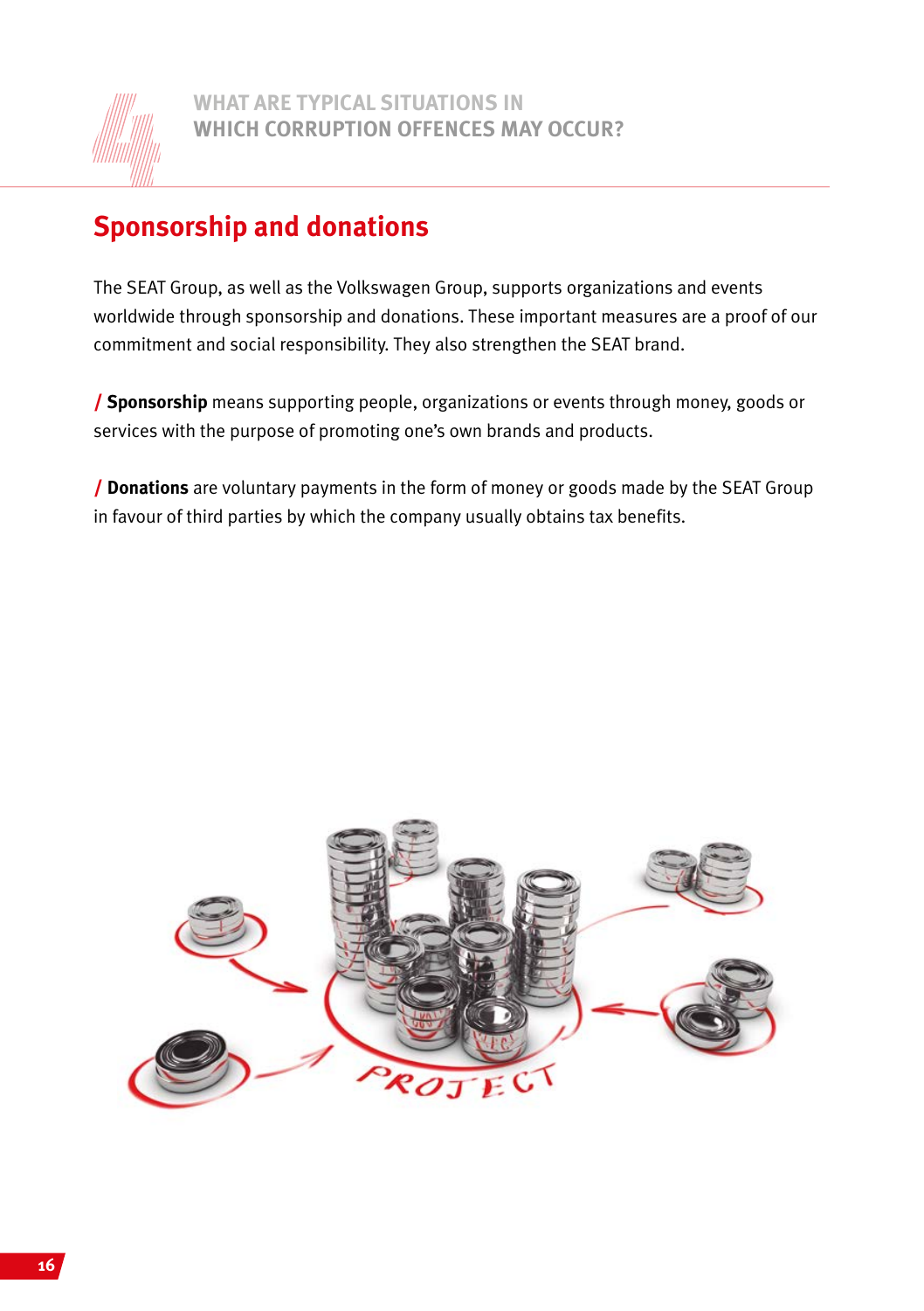## Sponsorship and donations

The SEAT Group, as well as the Volkswagen Group, supports organizations and events worldwide through sponsorship and donations. These important measures are a proof of our commitment and social responsibility. They also strengthen the SEAT brand.

/ **Sponsorship** means supporting people, organizations or events through money, goods or services with the purpose of promoting one's own brands and products.

/ **Donations** are voluntary payments in the form of money or goods made by the SEAT Group in favour of third parties by which the company usually obtains tax benefits.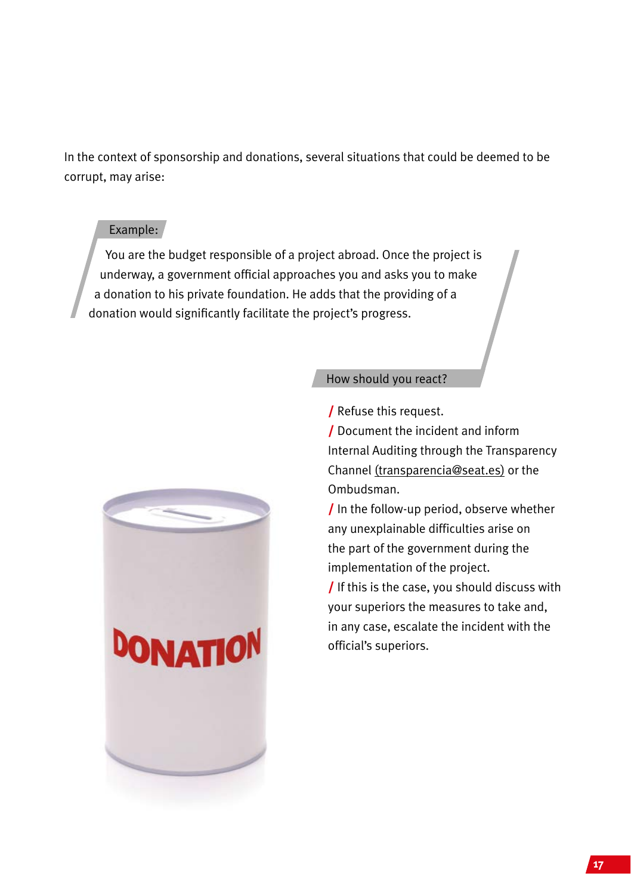In the context of sponsorship and donations, several situations that could be deemed to be corrupt, may arise:

**Example:**

You are the budget responsible of a project abroad. Once the project is underway, a government official approaches you and asks you to make a donation to his private foundation. He adds that the providing of a donation would significantly facilitate the project's progress.

**How should you react?**

- Refuse this request.
- Document the incident and inform Internal Auditing through the Transparency Channel (transparencia@seat.es) or the Ombudsman.
- In the follow-up period, observe whether any unexplainable difficulties arise on the part of the government during the implementation of the project.
- If this is the case, you should discuss with your superiors the measures to take and, in any case, escalate the incident with the official's superiors.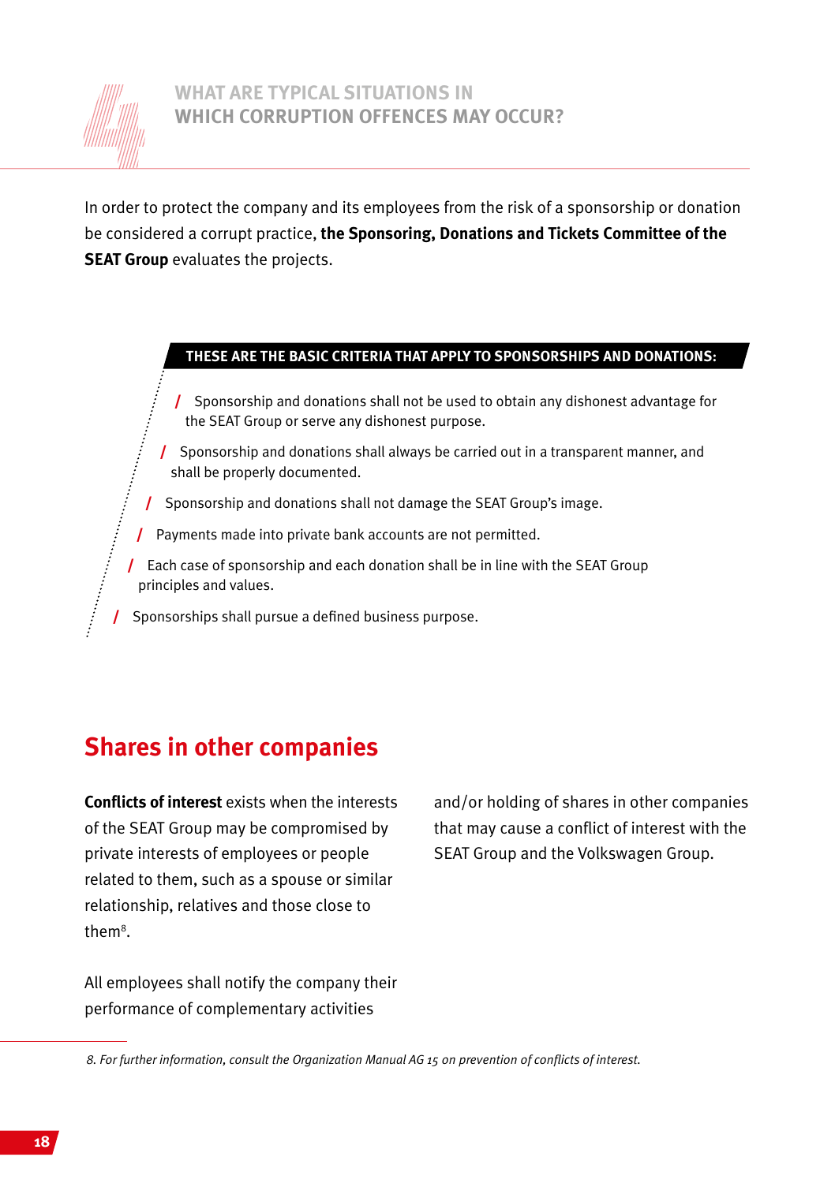## WHAT ARE TYPICAL SITUATIONS IN WHICH CORRUPTION OFFENCES MAY OCCUR?

In order to protect the company and its employees from the risk of a sponsorship or donation be considered a corrupt practice, **the Sponsoring, Donations and Tickets Committee of the SEAT Group** evaluates the projects.

**THESE ARE THE BASIC CRITERIA THAT APPLY TO SPONSORSHIPS AND DONATIONS:**

- Sponsorship and donations shall not be used to obtain any dishonest advantage for the SEAT Group or serve any dishonest purpose.
- Sponsorship and donations shall always be carried out in a transparent manner, and shall be properly documented.
- Sponsorship and donations shall not damage the SEAT Group's image.
- Payments made into private bank accounts are not permitted.
- Each case of sponsorship and each donation shall be in line with the SEAT Group principles and values.
- Sponsorships shall pursue a defined business purpose.

## Shares in other companies

**Conflicts of interest** exists when the interests of the SEAT Group may be compromised by private interests of employees or people related to them, such as a spouse or similar relationship, relatives and those close to them[8].

All employees shall notify the company their performance of complementary activities and/or holding of shares in other companies that may cause a conflict of interest with the SEAT Group and the Volkswagen Group.

*8. For further information, consult the Organization Manual AG 15 on prevention of conflicts of interest.*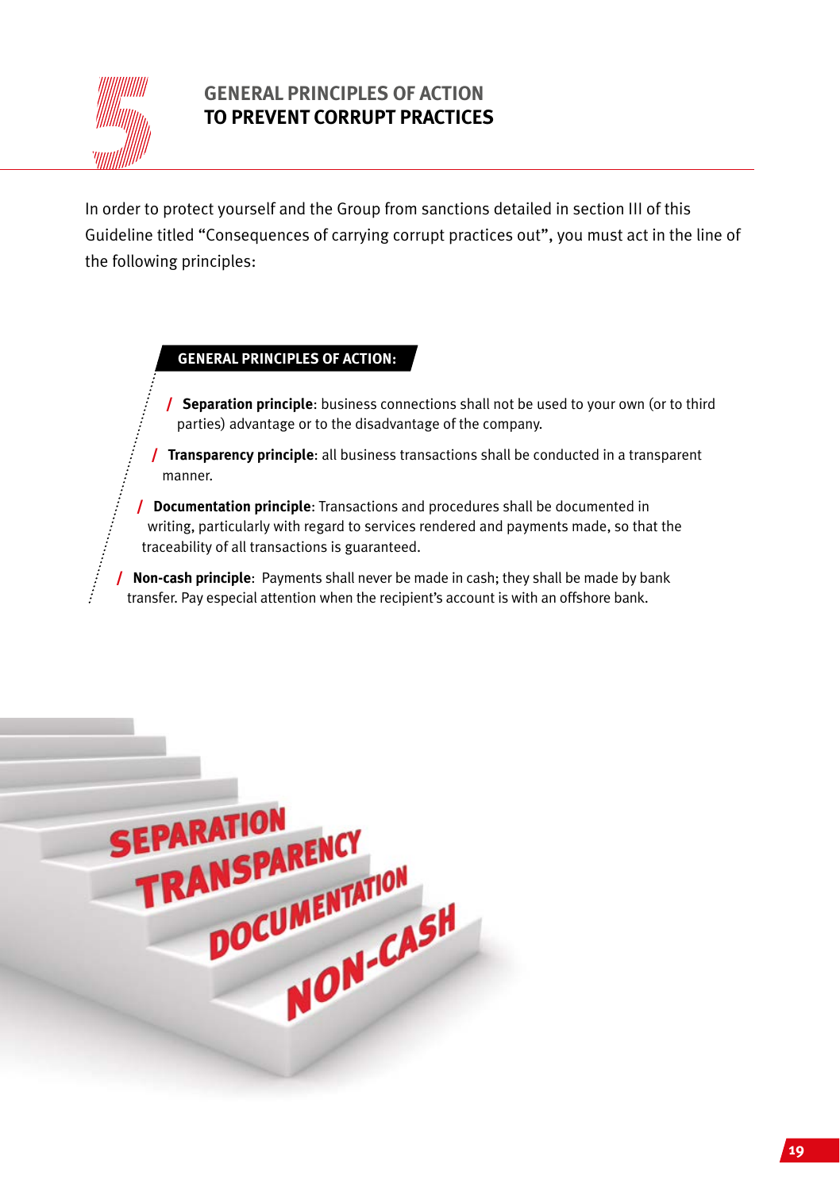# 5 GENERAL PRINCIPLES OF ACTION TO PREVENT CORRUPT PRACTICES

In order to protect yourself and the Group from sanctions detailed in section III of this Guideline titled "Consequences of carrying corrupt practices out", you must act in the line of the following principles:

**GENERAL PRINCIPLES OF ACTION:**

- **Separation principle**: business connections shall not be used to your own (or to third parties) advantage or to the disadvantage of the company.
- **Transparency principle**: all business transactions shall be conducted in a transparent manner.
- **Documentation principle**: Transactions and procedures shall be documented in writing, particularly with regard to services rendered and payments made, so that the traceability of all transactions is guaranteed.
- **Non-cash principle**: Payments shall never be made in cash; they shall be made by bank transfer. Pay especial attention when the recipient's account is with an offshore bank.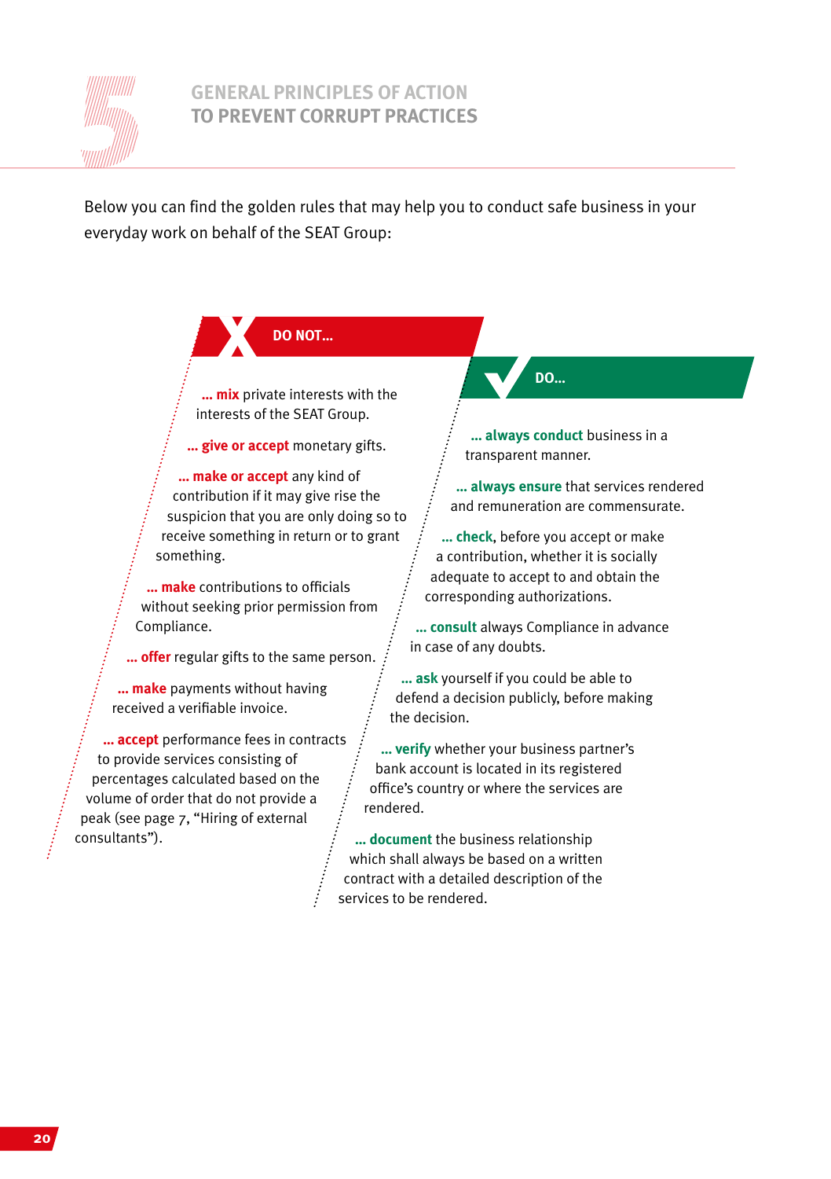# 5 GENERAL PRINCIPLES OF ACTION TO PREVENT CORRUPT PRACTICES

Below you can find the golden rules that may help you to conduct safe business in your everyday work on behalf of the SEAT Group:

## DO NOT…

- **… mix** private interests with the interests of the SEAT Group.
- **… give or accept** monetary gifts.
- **… make or accept** any kind of contribution if it may give rise the suspicion that you are only doing so to receive something in return or to grant something.
- **… make** contributions to officials without seeking prior permission from Compliance.
- **… offer** regular gifts to the same person.
- **… make** payments without having received a verifiable invoice.
- **… accept** performance fees in contracts to provide services consisting of percentages calculated based on the volume of order that do not provide a peak (see page 7, "Hiring of external consultants").

## DO…

- **… always conduct** business in a transparent manner.
- **… always ensure** that services rendered and remuneration are commensurate.
- **… check**, before you accept or make a contribution, whether it is socially adequate to accept to and obtain the corresponding authorizations.
- **… consult** always Compliance in advance in case of any doubts.
- **… ask** yourself if you could be able to defend a decision publicly, before making the decision.
- **… verify** whether your business partner's bank account is located in its registered office's country or where the services are rendered.
- **… document** the business relationship which shall always be based on a written contract with a detailed description of the services to be rendered.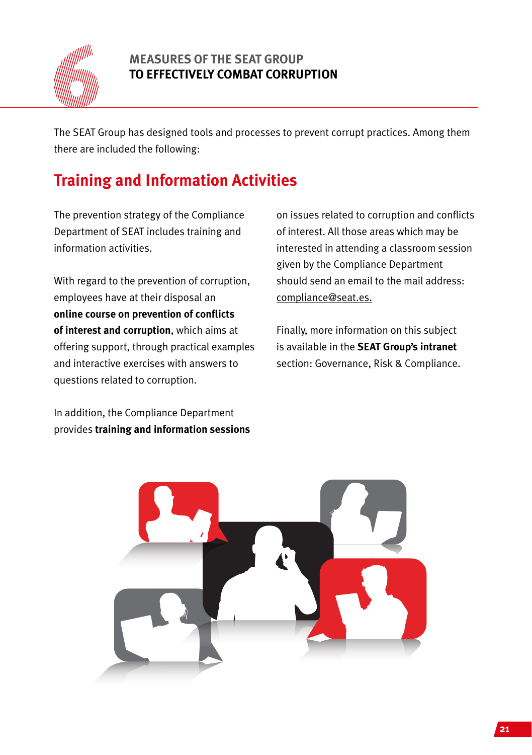# 6 MEASURES OF THE SEAT GROUP TO EFFECTIVELY COMBAT CORRUPTION

The SEAT Group has designed tools and processes to prevent corrupt practices. Among them there are included the following:

## Training and Information Activities

The prevention strategy of the Compliance Department of SEAT includes training and information activities.

With regard to the prevention of corruption, employees have at their disposal an **online course on prevention of conflicts of interest and corruption**, which aims at offering support, through practical examples and interactive exercises with answers to questions related to corruption.

In addition, the Compliance Department provides **training and information sessions** on issues related to corruption and conflicts of interest. All those areas which may be interested in attending a classroom session given by the Compliance Department should send an email to the mail address: compliance@seat.es.

Finally, more information on this subject is available in the **SEAT Group's intranet** section: Governance, Risk & Compliance.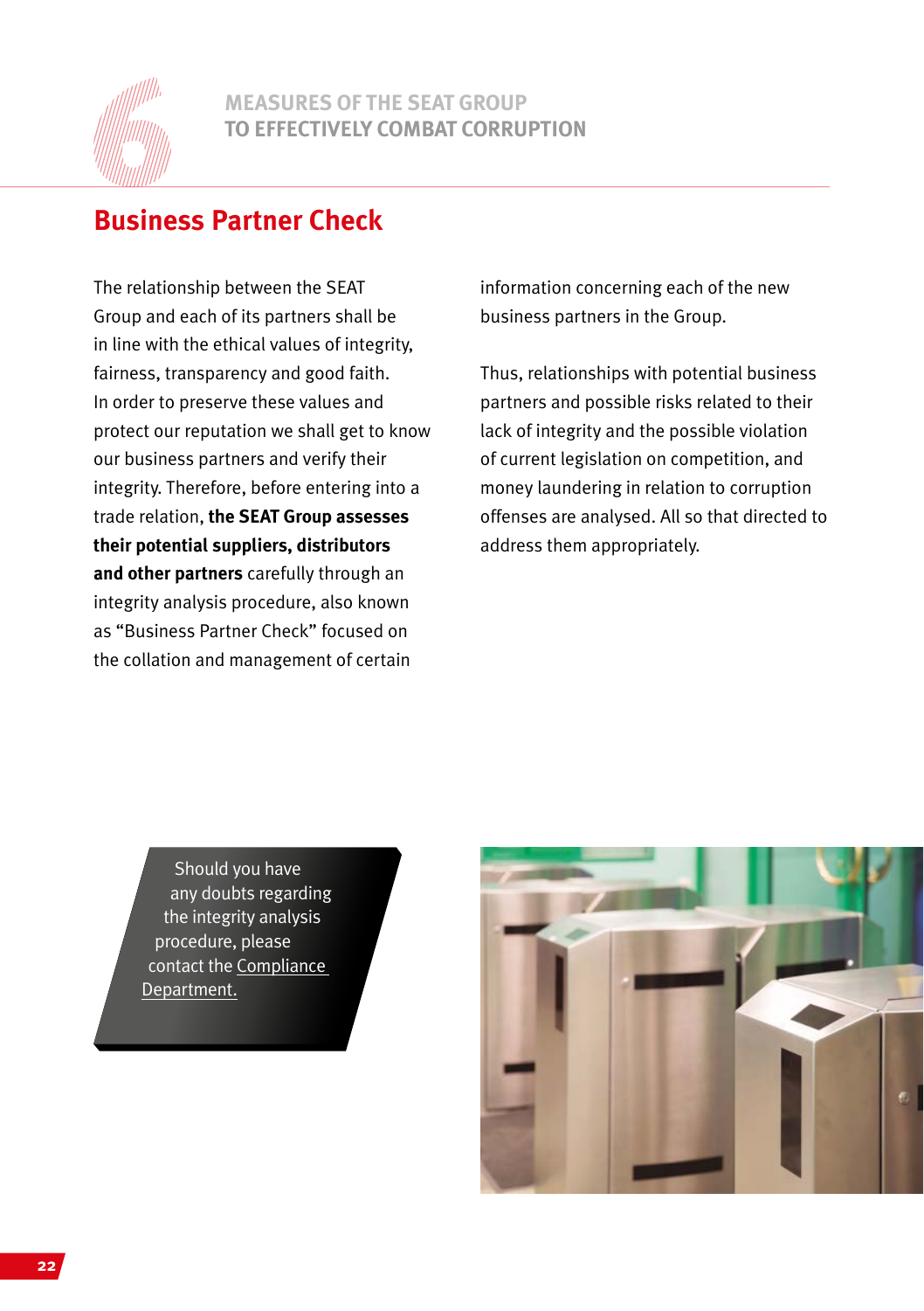# 6 MEASURES OF THE SEAT GROUP TO EFFECTIVELY COMBAT CORRUPTION

## Business Partner Check

The relationship between the SEAT Group and each of its partners shall be in line with the ethical values of integrity, fairness, transparency and good faith. In order to preserve these values and protect our reputation we shall get to know our business partners and verify their integrity. Therefore, before entering into a trade relation, **the SEAT Group assesses their potential suppliers, distributors and other partners** carefully through an integrity analysis procedure, also known as "Business Partner Check" focused on the collation and management of certain information concerning each of the new business partners in the Group.

Thus, relationships with potential business partners and possible risks related to their lack of integrity and the possible violation of current legislation on competition, and money laundering in relation to corruption offenses are analysed. All so that directed to address them appropriately.

Should you have any doubts regarding the integrity analysis procedure, please contact the Compliance Department.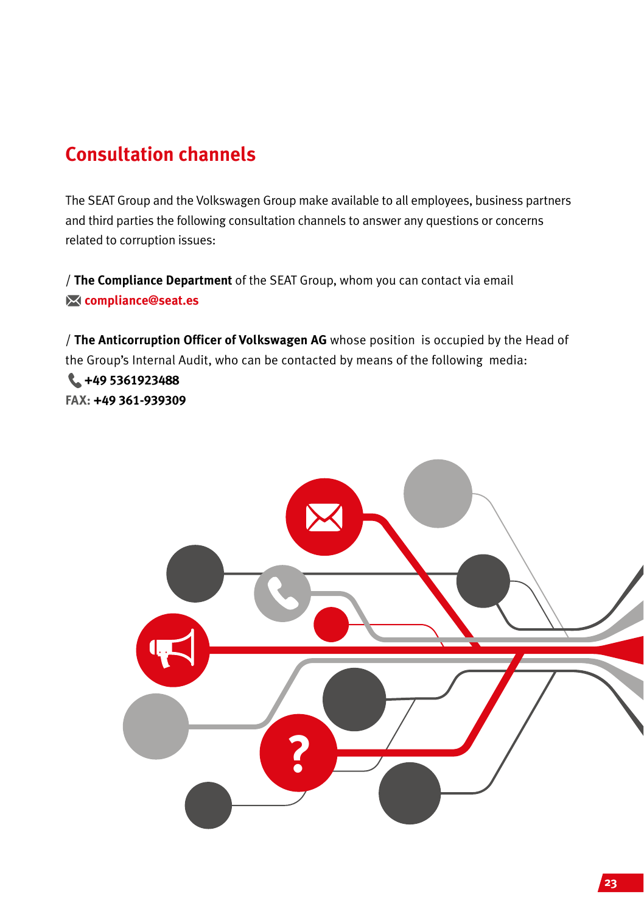## Consultation channels

The SEAT Group and the Volkswagen Group make available to all employees, business partners and third parties the following consultation channels to answer any questions or concerns related to corruption issues:

/ **The Compliance Department** of the SEAT Group, whom you can contact via email
**compliance@seat.es**

/ **The Anticorruption Officer of Volkswagen AG** whose position is occupied by the Head of the Group's Internal Audit, who can be contacted by means of the following media:
**+49 5361923488**
**FAX: +49 361-939309**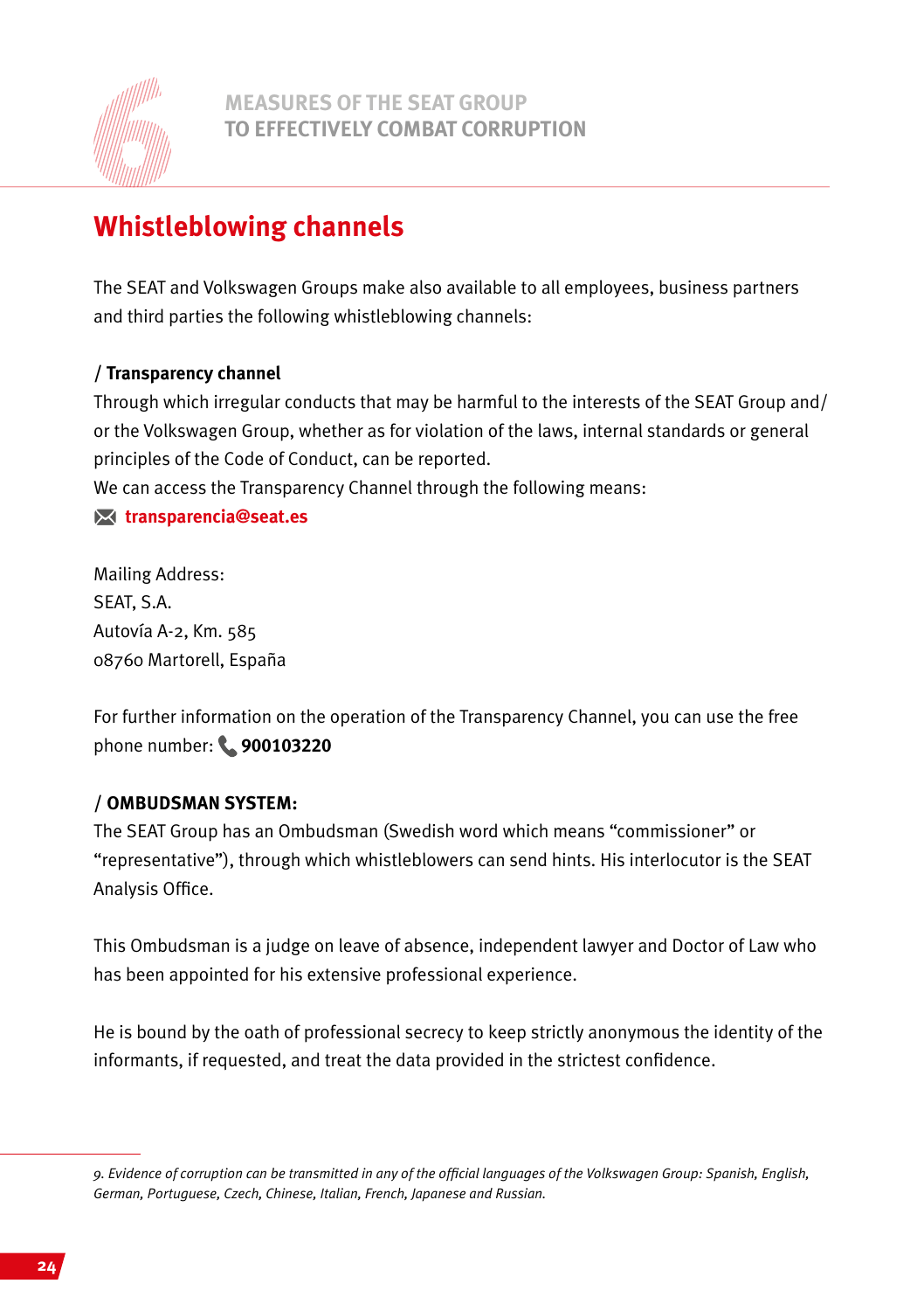# MEASURES OF THE SEAT GROUP TO EFFECTIVELY COMBAT CORRUPTION

## Whistleblowing channels

The SEAT and Volkswagen Groups make also available to all employees, business partners and third parties the following whistleblowing channels:

**/ Transparency channel**

Through which irregular conducts that may be harmful to the interests of the SEAT Group and/or the Volkswagen Group, whether as for violation of the laws, internal standards or general principles of the Code of Conduct, can be reported.

We can access the Transparency Channel through the following means:

**transparencia@seat.es**

Mailing Address:
SEAT, S.A.
Autovía A-2, Km. 585
08760 Martorell, España

For further information on the operation of the Transparency Channel, you can use the free phone number: **900103220**

**/ OMBUDSMAN SYSTEM:**

The SEAT Group has an Ombudsman (Swedish word which means "commissioner" or "representative"), through which whistleblowers can send hints. His interlocutor is the SEAT Analysis Office.

This Ombudsman is a judge on leave of absence, independent lawyer and Doctor of Law who has been appointed for his extensive professional experience.

He is bound by the oath of professional secrecy to keep strictly anonymous the identity of the informants, if requested, and treat the data provided in the strictest confidence.

---

*9. Evidence of corruption can be transmitted in any of the official languages of the Volkswagen Group: Spanish, English, German, Portuguese, Czech, Chinese, Italian, French, Japanese and Russian.*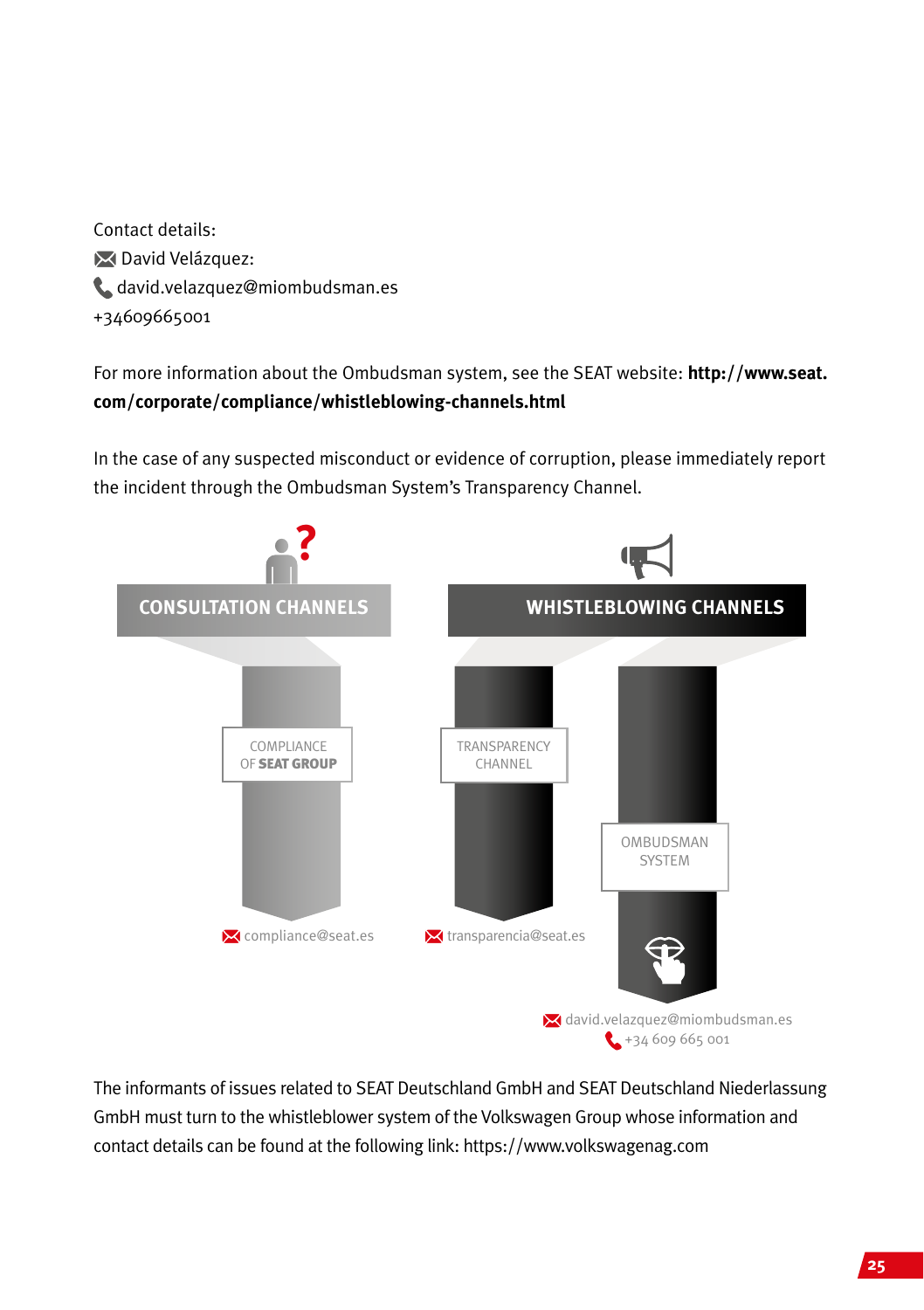Contact details:
David Velázquez:
david.velazquez@miombudsman.es
+34609665001

For more information about the Ombudsman system, see the SEAT website: **http://www.seat.com/corporate/compliance/whistleblowing-channels.html**

In the case of any suspected misconduct or evidence of corruption, please immediately report the incident through the Ombudsman System's Transparency Channel.

**CONSULTATION CHANNELS**

COMPLIANCE OF **SEAT GROUP**

compliance@seat.es

**WHISTLEBLOWING CHANNELS**

TRANSPARENCY CHANNEL

transparencia@seat.es

OMBUDSMAN SYSTEM

david.velazquez@miombudsman.es
+34 609 665 001

The informants of issues related to SEAT Deutschland GmbH and SEAT Deutschland Niederlassung GmbH must turn to the whistleblower system of the Volkswagen Group whose information and contact details can be found at the following link: https://www.volkswagenag.com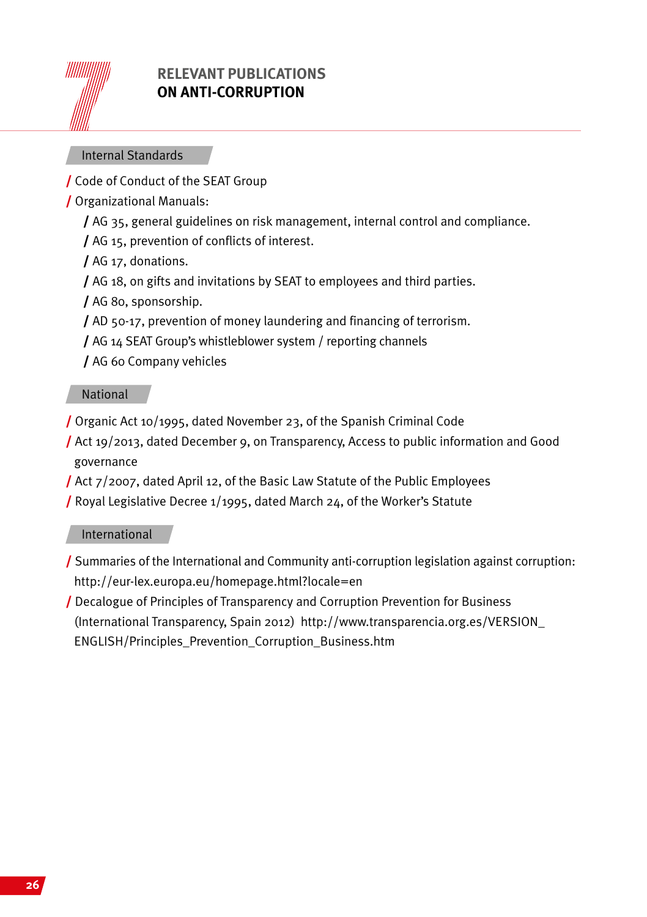# 7 RELEVANT PUBLICATIONS ON ANTI-CORRUPTION

## Internal Standards

- Code of Conduct of the SEAT Group
- Organizational Manuals:
  - AG 35, general guidelines on risk management, internal control and compliance.
  - AG 15, prevention of conflicts of interest.
  - AG 17, donations.
  - AG 18, on gifts and invitations by SEAT to employees and third parties.
  - AG 80, sponsorship.
  - AD 50-17, prevention of money laundering and financing of terrorism.
  - AG 14 SEAT Group's whistleblower system / reporting channels
  - AG 60 Company vehicles

## National

- Organic Act 10/1995, dated November 23, of the Spanish Criminal Code
- Act 19/2013, dated December 9, on Transparency, Access to public information and Good governance
- Act 7/2007, dated April 12, of the Basic Law Statute of the Public Employees
- Royal Legislative Decree 1/1995, dated March 24, of the Worker's Statute

## International

- Summaries of the International and Community anti-corruption legislation against corruption: http://eur-lex.europa.eu/homepage.html?locale=en
- Decalogue of Principles of Transparency and Corruption Prevention for Business (International Transparency, Spain 2012) http://www.transparencia.org.es/VERSION_ENGLISH/Principles_Prevention_Corruption_Business.htm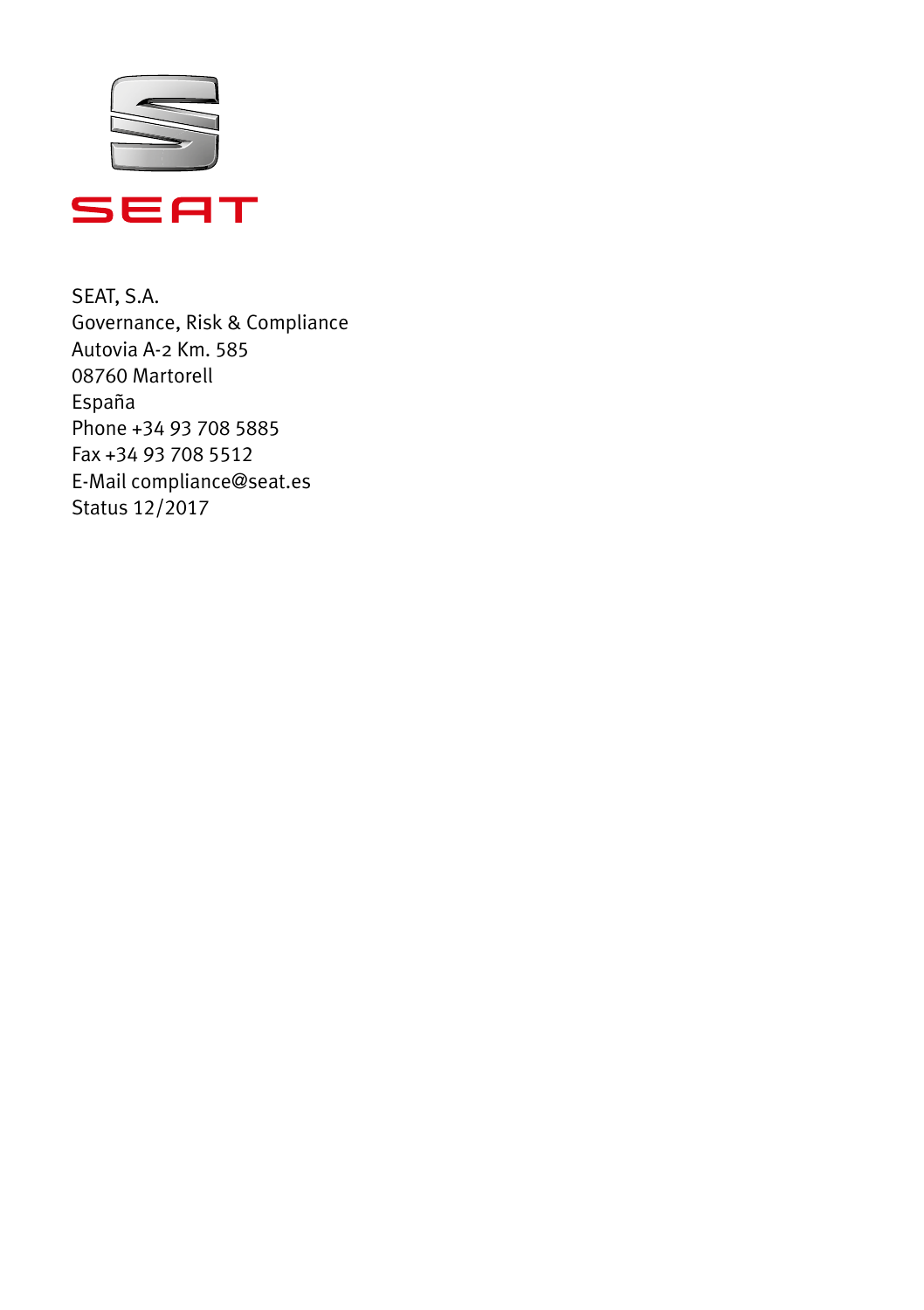SEAT

SEAT, S.A.
Governance, Risk & Compliance
Autovia A-2 Km. 585
08760 Martorell
España
Phone +34 93 708 5885
Fax +34 93 708 5512
E-Mail compliance@seat.es
Status 12/2017